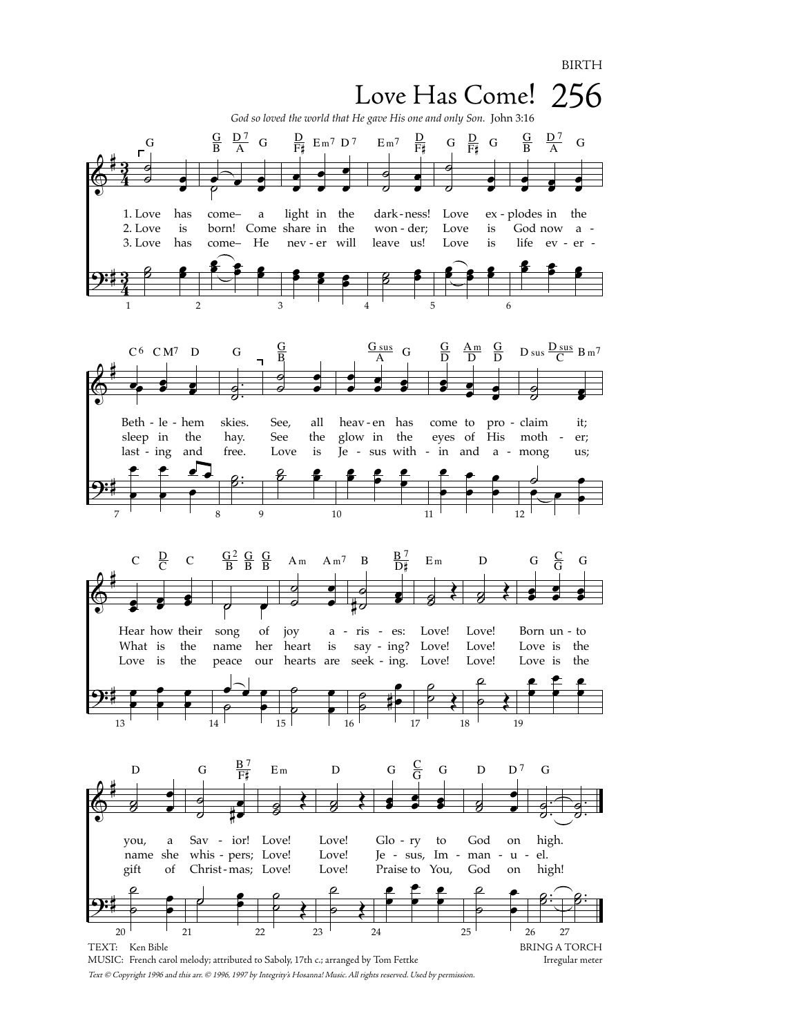BIRTH

# Love Has Come! 256

*God so loved the world that He gave His one and only Son.* John 3:16

1. Love has come– a light in the dark-ness! Love ex-plodes in the Beth-le-hem skies. See, all heav-en has come to pro-claim it; Hear how their song of joy a-ris-es: Love! Love! Born un-to you, a Sav-ior! Love! Love! Glo-ry to God on high.

2. Love is born! Come share in the won-der; Love is God now a-sleep in the hay. See the glow in the eyes of His moth-er; What is the name her heart is say-ing? Love! Love! Love is the name she whis-pers; Love! Love! Je-sus, Im-man-u-el.

3. Love has come– He nev-er will leave us! Love is life ev-er-last-ing and free. Love is Je-sus with-in and a-mong us; Love is the peace our hearts are seek-ing. Love! Love! Love is the gift of Christ-mas; Love! Love! Praise to You, God on high!

TEXT: Ken Bible
MUSIC: French carol melody; attributed to Saboly, 17th c.; arranged by Tom Fettke

BRING A TORCH
Irregular meter

*Text © Copyright 1996 and this arr. © 1996, 1997 by Integrity's Hosanna! Music. All rights reserved. Used by permission.*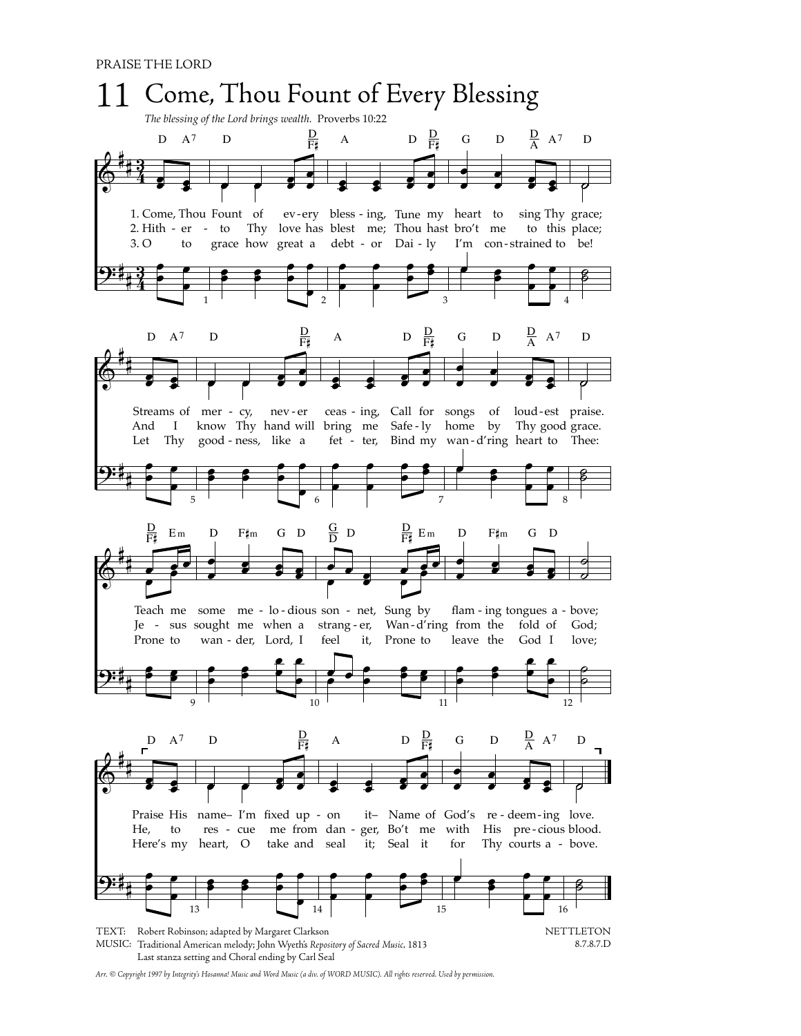PRAISE THE LORD

# 11 Come, Thou Fount of Every Blessing

*The blessing of the Lord brings wealth.* Proverbs 10:22

1. Come, Thou Fount of every blessing, Tune my heart to sing Thy grace;
Streams of mercy, never ceasing, Call for songs of loudest praise.
Teach me some melodious sonnet, Sung by flaming tongues above;
Praise His name– I'm fixed upon it– Name of God's redeeming love.

2. Hither to Thy love has blest me; Thou hast bro't me to this place;
And I know Thy hand will bring me Safely home by Thy good grace.
Jesus sought me when a stranger, Wand'ring from the fold of God;
He, to rescue me from danger, Bo't me with His precious blood.

3. O to grace how great a debtor Daily I'm constrained to be!
Let Thy goodness, like a fetter, Bind my wand'ring heart to Thee:
Prone to wander, Lord, I feel it, Prone to leave the God I love;
Here's my heart, O take and seal it; Seal it for Thy courts above.

TEXT: Robert Robinson; adapted by Margaret Clarkson
MUSIC: Traditional American melody; John Wyeth's *Repository of Sacred Music*, 1813
Last stanza setting and Choral ending by Carl Seal

NETTLETON
8.7.8.7.D

*Arr. © Copyright 1997 by Integrity's Hosanna! Music and Word Music (a div. of WORD MUSIC). All rights reserved. Used by permission.*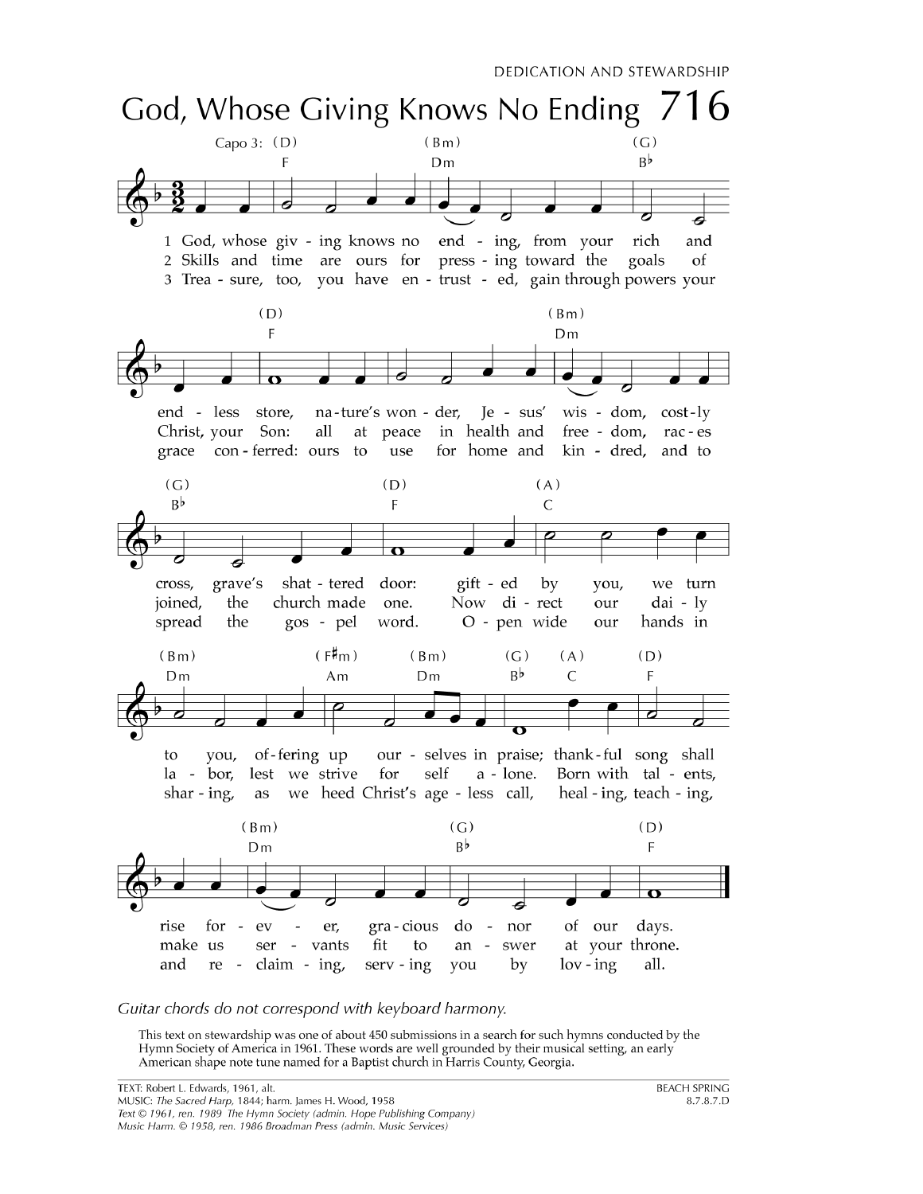DEDICATION AND STEWARDSHIP

# God, Whose Giving Knows No Ending 716

Capo 3

1 God, whose giv - ing knows no end - ing, from your rich and end - less store, na - ture's won - der, Je - sus' wis - dom, cost - ly cross, grave's shat - tered door: gift - ed by you, we turn to you, of - fering up our - selves in praise; thank - ful song shall rise for - ev - er, gra - cious do - nor of our days.

2 Skills and time are ours for press - ing toward the goals of Christ, your Son: all at peace in health and free - dom, rac - es joined, the church made one. Now di - rect our dai - ly la - bor, lest we strive for self a - lone. Born with tal - ents, make us ser - vants fit to an - swer at your throne.

3 Trea - sure, too, you have en - trust - ed, gain through powers your grace con - ferred: ours to use for home and kin - dred, and to spread the gos - pel word. O - pen wide our hands in shar - ing, as we heed Christ's age - less call, heal - ing, teach - ing, and re - claim - ing, serv - ing you by lov - ing all.

*Guitar chords do not correspond with keyboard harmony.*

This text on stewardship was one of about 450 submissions in a search for such hymns conducted by the Hymn Society of America in 1961. These words are well grounded by their musical setting, an early American shape note tune named for a Baptist church in Harris County, Georgia.

TEXT: Robert L. Edwards, 1961, alt.
MUSIC: *The Sacred Harp*, 1844; harm. James H. Wood, 1958
*Text © 1961, ren. 1989 The Hymn Society (admin. Hope Publishing Company)*
*Music Harm. © 1958, ren. 1986 Broadman Press (admin. Music Services)*

BEACH SPRING
8.7.8.7.D